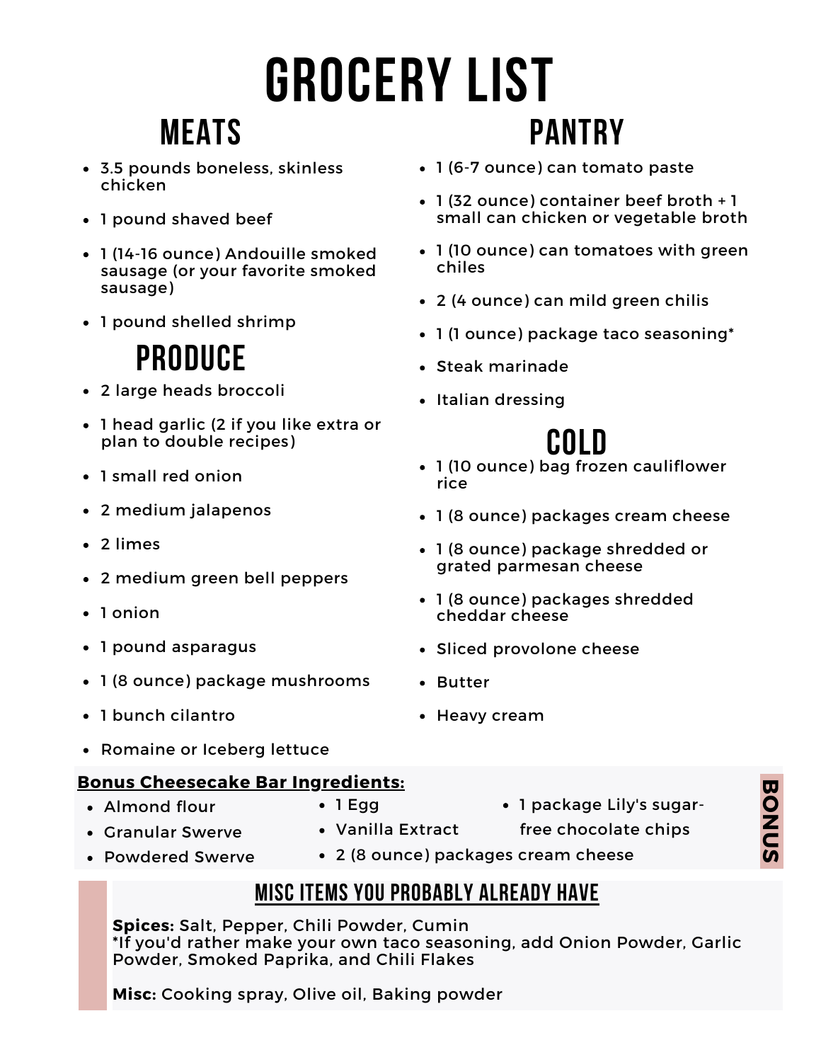# Grocery List

## Meats

- 3.5 pounds boneless, skinless chicken
- 1 pound shaved beef
- 1 (14-16 ounce) Andouille smoked sausage (or your favorite smoked sausage)
- 1 pound shelled shrimp

## Produce

- 2 large heads broccoli
- 1 head garlic (2 if you like extra or plan to double recipes)
- 1 small red onion
- 2 medium jalapenos
- 2 limes
- 2 medium green bell peppers
- 1 onion
- 1 pound asparagus
- 1 (8 ounce) package mushrooms
- 1 bunch cilantro
- Romaine or Iceberg lettuce

## Pantry

- 1 (6-7 ounce) can tomato paste
- 1 (32 ounce) container beef broth + 1 small can chicken or vegetable broth
- 1 (10 ounce) can tomatoes with green chiles
- 2 (4 ounce) can mild green chilis
- 1 (1 ounce) package taco seasoning*
- Steak marinade
- Italian dressing

## Cold

- 1 (10 ounce) bag frozen cauliflower rice
- 1 (8 ounce) packages cream cheese
- 1 (8 ounce) package shredded or grated parmesan cheese
- 1 (8 ounce) packages shredded cheddar cheese
- Sliced provolone cheese
- Butter
- Heavy cream

**Bonus**

**Bonus Cheesecake Bar Ingredients:**

- Almond flour
- Granular Swerve
- Powdered Swerve
- 1 Egg
- Vanilla Extract
- 2 (8 ounce) packages cream cheese
- 1 package Lily's sugar-free chocolate chips

## Misc Items You Probably Already Have

**Spices:** Salt, Pepper, Chili Powder, Cumin
*If you'd rather make your own taco seasoning, add Onion Powder, Garlic Powder, Smoked Paprika, and Chili Flakes

**Misc:** Cooking spray, Olive oil, Baking powder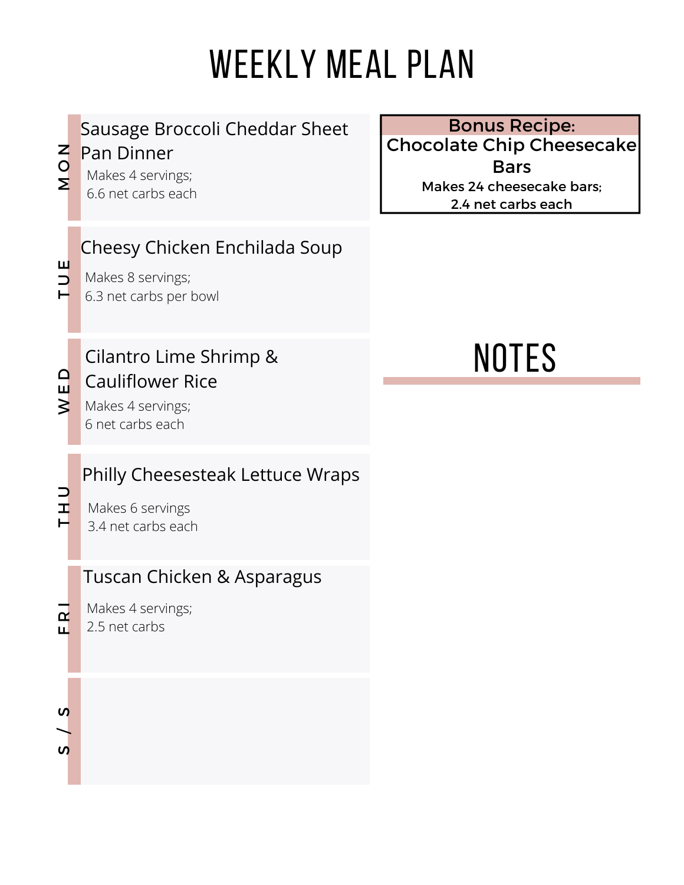# WEEKLY MEAL PLAN

**MON**

Sausage Broccoli Cheddar Sheet Pan Dinner

Makes 4 servings;
6.6 net carbs each

**TUE**

Cheesy Chicken Enchilada Soup

Makes 8 servings;
6.3 net carbs per bowl

**WED**

Cilantro Lime Shrimp & Cauliflower Rice

Makes 4 servings;
6 net carbs each

**THU**

Philly Cheesesteak Lettuce Wraps

Makes 6 servings
3.4 net carbs each

**FRI**

Tuscan Chicken & Asparagus

Makes 4 servings;
2.5 net carbs

**S / S**

**Bonus Recipe:**

**Chocolate Chip Cheesecake Bars**

**Makes 24 cheesecake bars;**
**2.4 net carbs each**

## NOTES